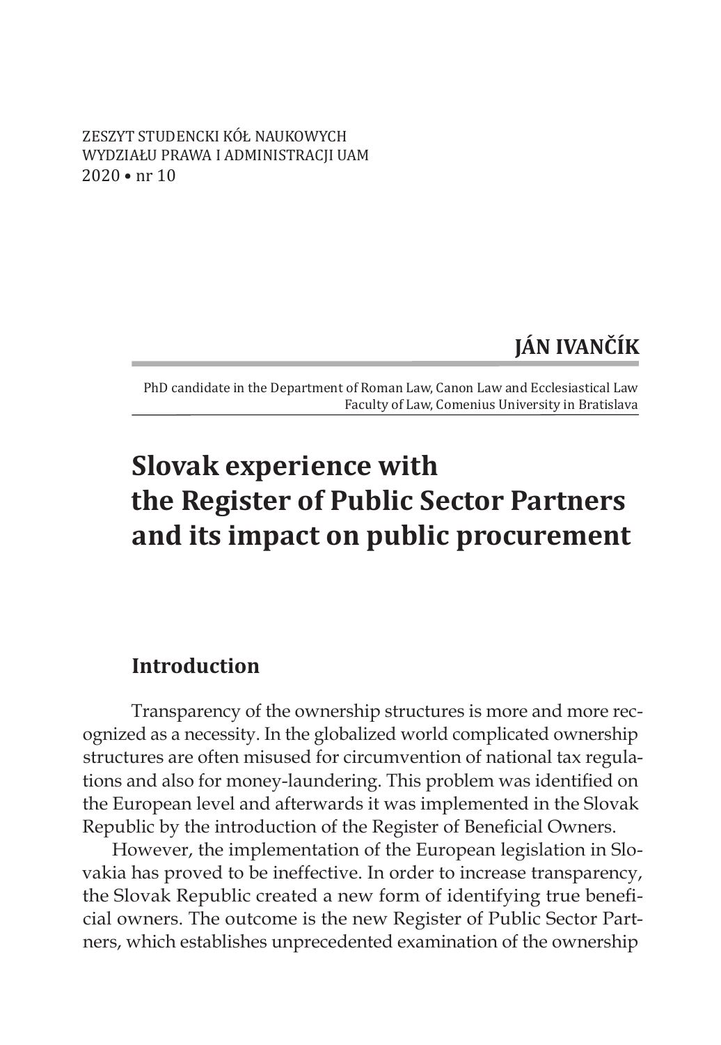ZESZYT STUDENCKI KÓŁ NAUKOWYCH
WYDZIAŁU PRAWA I ADMINISTRACJI UAM
2020 • nr 10

**JÁN IVANČÍK**

PhD candidate in the Department of Roman Law, Canon Law and Ecclesiastical Law
Faculty of Law, Comenius University in Bratislava

# Slovak experience with the Register of Public Sector Partners and its impact on public procurement

## Introduction

Transparency of the ownership structures is more and more recognized as a necessity. In the globalized world complicated ownership structures are often misused for circumvention of national tax regulations and also for money-laundering. This problem was identified on the European level and afterwards it was implemented in the Slovak Republic by the introduction of the Register of Beneficial Owners.

However, the implementation of the European legislation in Slovakia has proved to be ineffective. In order to increase transparency, the Slovak Republic created a new form of identifying true beneficial owners. The outcome is the new Register of Public Sector Partners, which establishes unprecedented examination of the ownership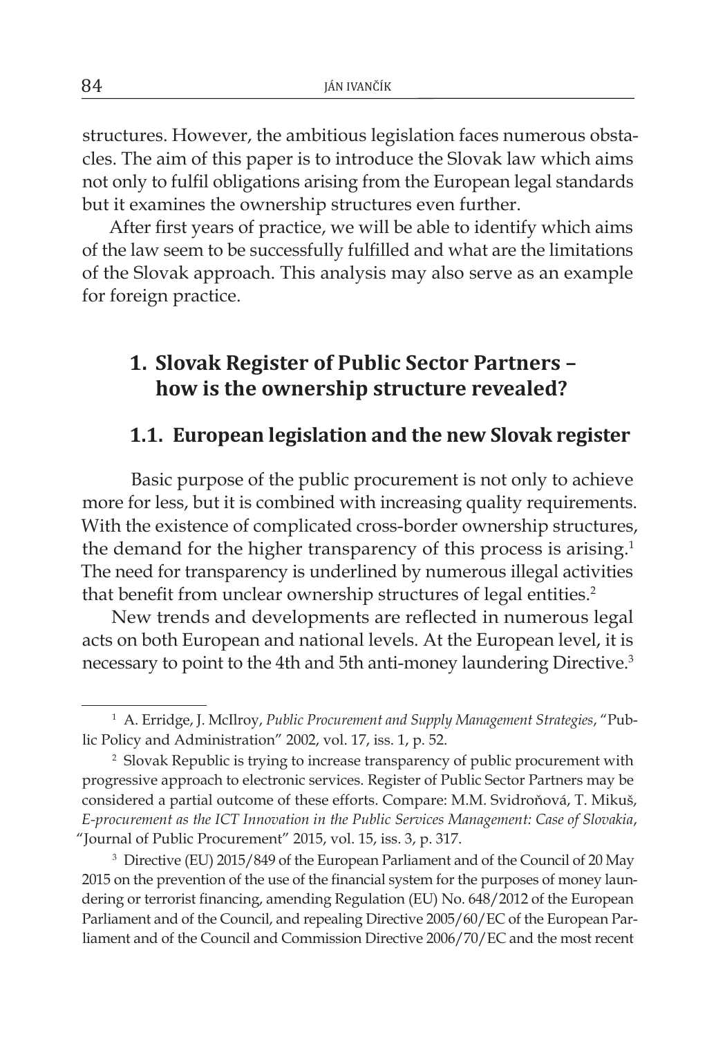structures. However, the ambitious legislation faces numerous obstacles. The aim of this paper is to introduce the Slovak law which aims not only to fulfil obligations arising from the European legal standards but it examines the ownership structures even further.

After first years of practice, we will be able to identify which aims of the law seem to be successfully fulfilled and what are the limitations of the Slovak approach. This analysis may also serve as an example for foreign practice.

## 1. Slovak Register of Public Sector Partners – how is the ownership structure revealed?

### 1.1. European legislation and the new Slovak register

Basic purpose of the public procurement is not only to achieve more for less, but it is combined with increasing quality requirements. With the existence of complicated cross-border ownership structures, the demand for the higher transparency of this process is arising.[1] The need for transparency is underlined by numerous illegal activities that benefit from unclear ownership structures of legal entities.[2]

New trends and developments are reflected in numerous legal acts on both European and national levels. At the European level, it is necessary to point to the 4th and 5th anti-money laundering Directive.[3]

---

[1] A. Erridge, J. McIlroy, *Public Procurement and Supply Management Strategies*, "Public Policy and Administration" 2002, vol. 17, iss. 1, p. 52.

[2] Slovak Republic is trying to increase transparency of public procurement with progressive approach to electronic services. Register of Public Sector Partners may be considered a partial outcome of these efforts. Compare: M.M. Svidroňová, T. Mikuš, *E-procurement as the ICT Innovation in the Public Services Management: Case of Slovakia*, "Journal of Public Procurement" 2015, vol. 15, iss. 3, p. 317.

[3] Directive (EU) 2015/849 of the European Parliament and of the Council of 20 May 2015 on the prevention of the use of the financial system for the purposes of money laundering or terrorist financing, amending Regulation (EU) No. 648/2012 of the European Parliament and of the Council, and repealing Directive 2005/60/EC of the European Parliament and of the Council and Commission Directive 2006/70/EC and the most recent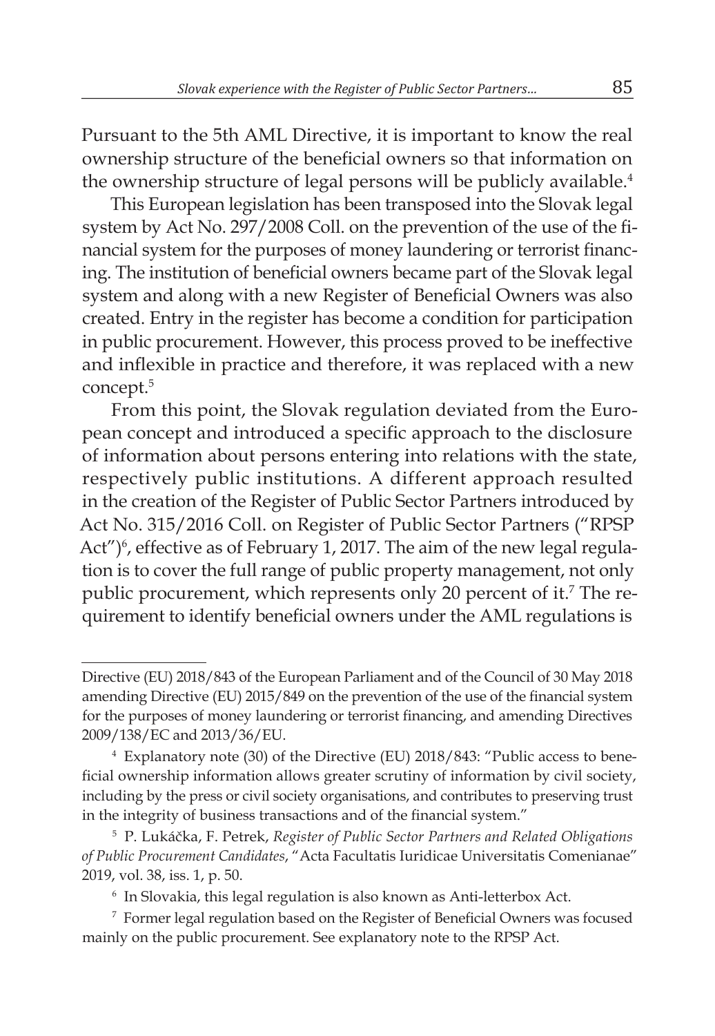Pursuant to the 5th AML Directive, it is important to know the real ownership structure of the beneficial owners so that information on the ownership structure of legal persons will be publicly available.[4]

This European legislation has been transposed into the Slovak legal system by Act No. 297/2008 Coll. on the prevention of the use of the financial system for the purposes of money laundering or terrorist financing. The institution of beneficial owners became part of the Slovak legal system and along with a new Register of Beneficial Owners was also created. Entry in the register has become a condition for participation in public procurement. However, this process proved to be ineffective and inflexible in practice and therefore, it was replaced with a new concept.[5]

From this point, the Slovak regulation deviated from the European concept and introduced a specific approach to the disclosure of information about persons entering into relations with the state, respectively public institutions. A different approach resulted in the creation of the Register of Public Sector Partners introduced by Act No. 315/2016 Coll. on Register of Public Sector Partners ("RPSP Act")[6], effective as of February 1, 2017. The aim of the new legal regulation is to cover the full range of public property management, not only public procurement, which represents only 20 percent of it.[7] The requirement to identify beneficial owners under the AML regulations is

---

Directive (EU) 2018/843 of the European Parliament and of the Council of 30 May 2018 amending Directive (EU) 2015/849 on the prevention of the use of the financial system for the purposes of money laundering or terrorist financing, and amending Directives 2009/138/EC and 2013/36/EU.

[4] Explanatory note (30) of the Directive (EU) 2018/843: "Public access to beneficial ownership information allows greater scrutiny of information by civil society, including by the press or civil society organisations, and contributes to preserving trust in the integrity of business transactions and of the financial system."

[5] P. Lukáčka, F. Petrek, *Register of Public Sector Partners and Related Obligations of Public Procurement Candidates*, "Acta Facultatis Iuridicae Universitatis Comenianae" 2019, vol. 38, iss. 1, p. 50.

[6] In Slovakia, this legal regulation is also known as Anti-letterbox Act.

[7] Former legal regulation based on the Register of Beneficial Owners was focused mainly on the public procurement. See explanatory note to the RPSP Act.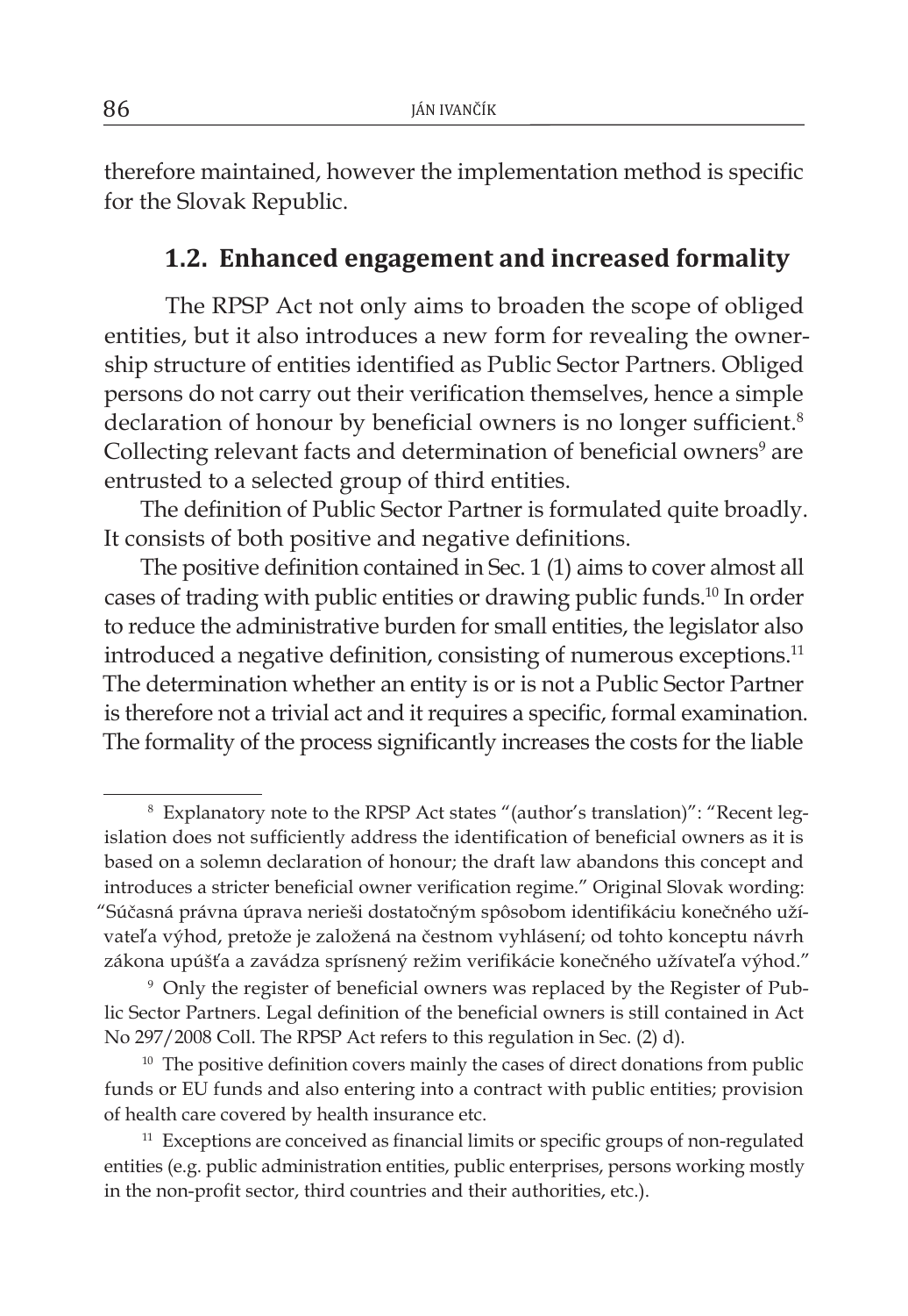therefore maintained, however the implementation method is specific for the Slovak Republic.

### 1.2. Enhanced engagement and increased formality

The RPSP Act not only aims to broaden the scope of obliged entities, but it also introduces a new form for revealing the ownership structure of entities identified as Public Sector Partners. Obliged persons do not carry out their verification themselves, hence a simple declaration of honour by beneficial owners is no longer sufficient.[8] Collecting relevant facts and determination of beneficial owners[9] are entrusted to a selected group of third entities.

The definition of Public Sector Partner is formulated quite broadly. It consists of both positive and negative definitions.

The positive definition contained in Sec. 1 (1) aims to cover almost all cases of trading with public entities or drawing public funds.[10] In order to reduce the administrative burden for small entities, the legislator also introduced a negative definition, consisting of numerous exceptions.[11] The determination whether an entity is or is not a Public Sector Partner is therefore not a trivial act and it requires a specific, formal examination. The formality of the process significantly increases the costs for the liable

---

[8] Explanatory note to the RPSP Act states "(author's translation)": "Recent legislation does not sufficiently address the identification of beneficial owners as it is based on a solemn declaration of honour; the draft law abandons this concept and introduces a stricter beneficial owner verification regime." Original Slovak wording: "Súčasná právna úprava nerieši dostatočným spôsobom identifikáciu konečného užívateľa výhod, pretože je založená na čestnom vyhlásení; od tohto konceptu návrh zákona upúšťa a zavádza sprísnený režim verifikácie konečného užívateľa výhod."

[9] Only the register of beneficial owners was replaced by the Register of Public Sector Partners. Legal definition of the beneficial owners is still contained in Act No 297/2008 Coll. The RPSP Act refers to this regulation in Sec. (2) d).

[10] The positive definition covers mainly the cases of direct donations from public funds or EU funds and also entering into a contract with public entities; provision of health care covered by health insurance etc.

[11] Exceptions are conceived as financial limits or specific groups of non-regulated entities (e.g. public administration entities, public enterprises, persons working mostly in the non-profit sector, third countries and their authorities, etc.).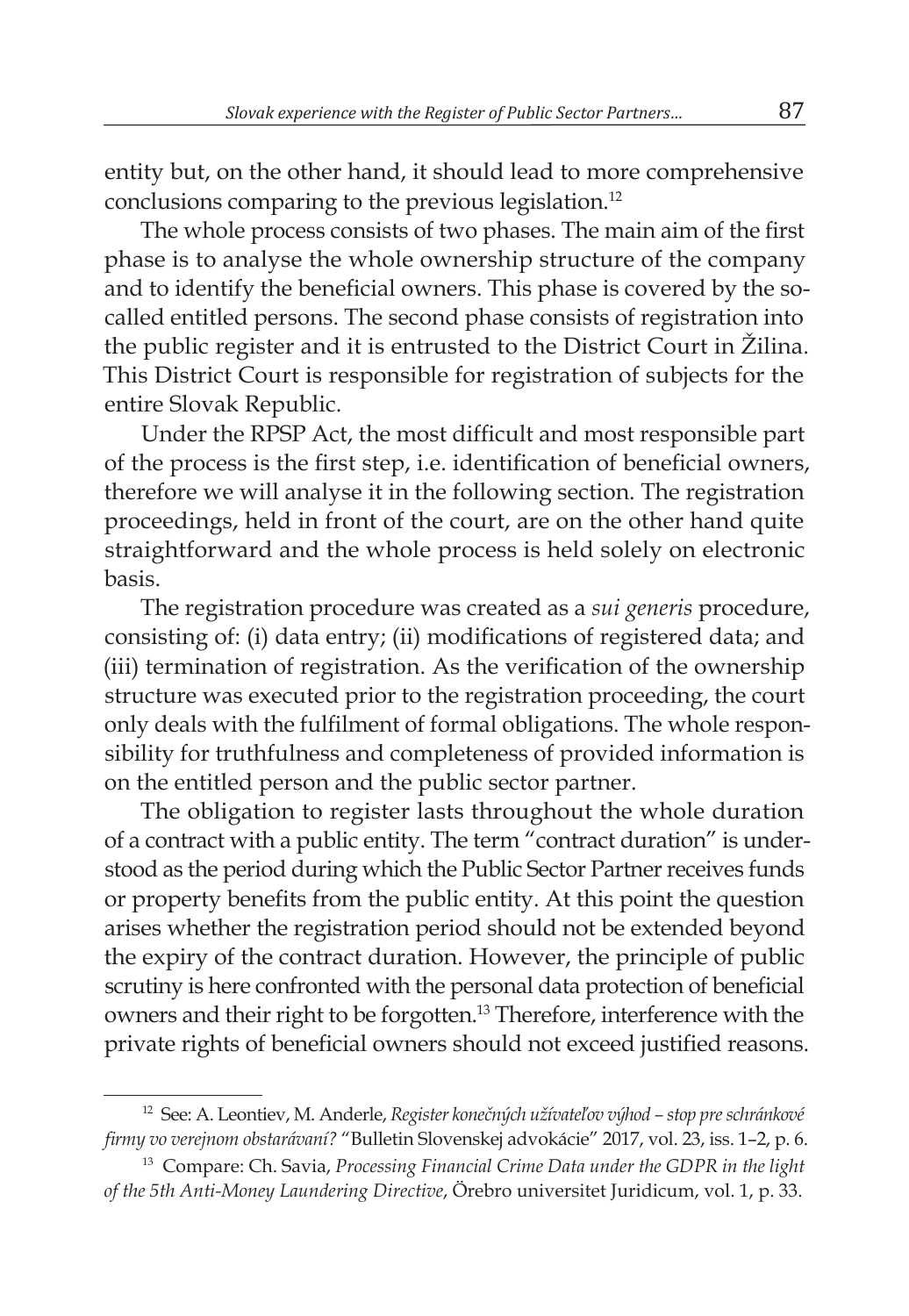entity but, on the other hand, it should lead to more comprehensive conclusions comparing to the previous legislation.[12]

The whole process consists of two phases. The main aim of the first phase is to analyse the whole ownership structure of the company and to identify the beneficial owners. This phase is covered by the so-called entitled persons. The second phase consists of registration into the public register and it is entrusted to the District Court in Žilina. This District Court is responsible for registration of subjects for the entire Slovak Republic.

Under the RPSP Act, the most difficult and most responsible part of the process is the first step, i.e. identification of beneficial owners, therefore we will analyse it in the following section. The registration proceedings, held in front of the court, are on the other hand quite straightforward and the whole process is held solely on electronic basis.

The registration procedure was created as a *sui generis* procedure, consisting of: (i) data entry; (ii) modifications of registered data; and (iii) termination of registration. As the verification of the ownership structure was executed prior to the registration proceeding, the court only deals with the fulfilment of formal obligations. The whole responsibility for truthfulness and completeness of provided information is on the entitled person and the public sector partner.

The obligation to register lasts throughout the whole duration of a contract with a public entity. The term "contract duration" is understood as the period during which the Public Sector Partner receives funds or property benefits from the public entity. At this point the question arises whether the registration period should not be extended beyond the expiry of the contract duration. However, the principle of public scrutiny is here confronted with the personal data protection of beneficial owners and their right to be forgotten.[13] Therefore, interference with the private rights of beneficial owners should not exceed justified reasons.

---

[12] See: A. Leontiev, M. Anderle, *Register konečných užívateľov výhod – stop pre schránkové firmy vo verejnom obstarávaní?* "Bulletin Slovenskej advokácie" 2017, vol. 23, iss. 1–2, p. 6.

[13] Compare: Ch. Savia, *Processing Financial Crime Data under the GDPR in the light of the 5th Anti-Money Laundering Directive*, Örebro universitet Juridicum, vol. 1, p. 33.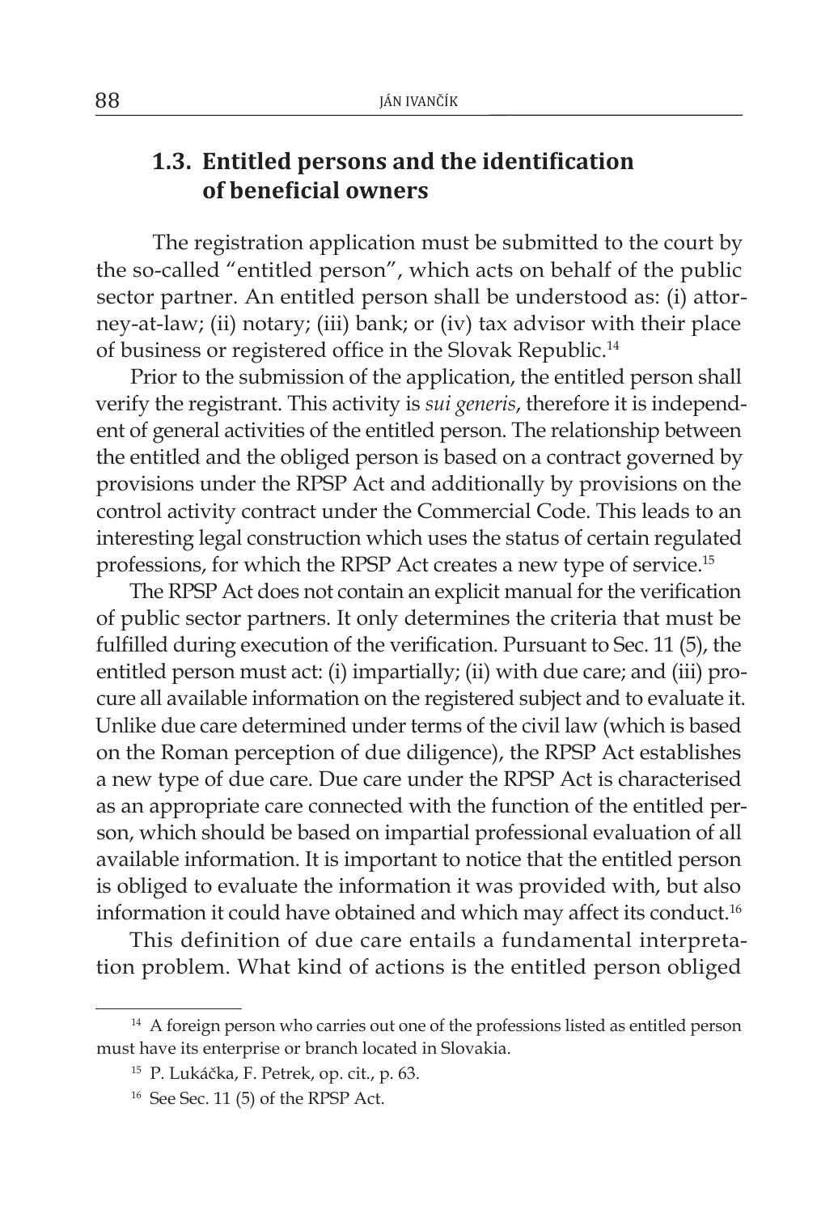## 1.3. Entitled persons and the identification of beneficial owners

The registration application must be submitted to the court by the so-called "entitled person", which acts on behalf of the public sector partner. An entitled person shall be understood as: (i) attorney-at-law; (ii) notary; (iii) bank; or (iv) tax advisor with their place of business or registered office in the Slovak Republic.[14]

Prior to the submission of the application, the entitled person shall verify the registrant. This activity is *sui generis*, therefore it is independent of general activities of the entitled person. The relationship between the entitled and the obliged person is based on a contract governed by provisions under the RPSP Act and additionally by provisions on the control activity contract under the Commercial Code. This leads to an interesting legal construction which uses the status of certain regulated professions, for which the RPSP Act creates a new type of service.[15]

The RPSP Act does not contain an explicit manual for the verification of public sector partners. It only determines the criteria that must be fulfilled during execution of the verification. Pursuant to Sec. 11 (5), the entitled person must act: (i) impartially; (ii) with due care; and (iii) procure all available information on the registered subject and to evaluate it. Unlike due care determined under terms of the civil law (which is based on the Roman perception of due diligence), the RPSP Act establishes a new type of due care. Due care under the RPSP Act is characterised as an appropriate care connected with the function of the entitled person, which should be based on impartial professional evaluation of all available information. It is important to notice that the entitled person is obliged to evaluate the information it was provided with, but also information it could have obtained and which may affect its conduct.[16]

This definition of due care entails a fundamental interpretation problem. What kind of actions is the entitled person obliged

---

[14] A foreign person who carries out one of the professions listed as entitled person must have its enterprise or branch located in Slovakia.

[15] P. Lukáčka, F. Petrek, op. cit., p. 63.

[16] See Sec. 11 (5) of the RPSP Act.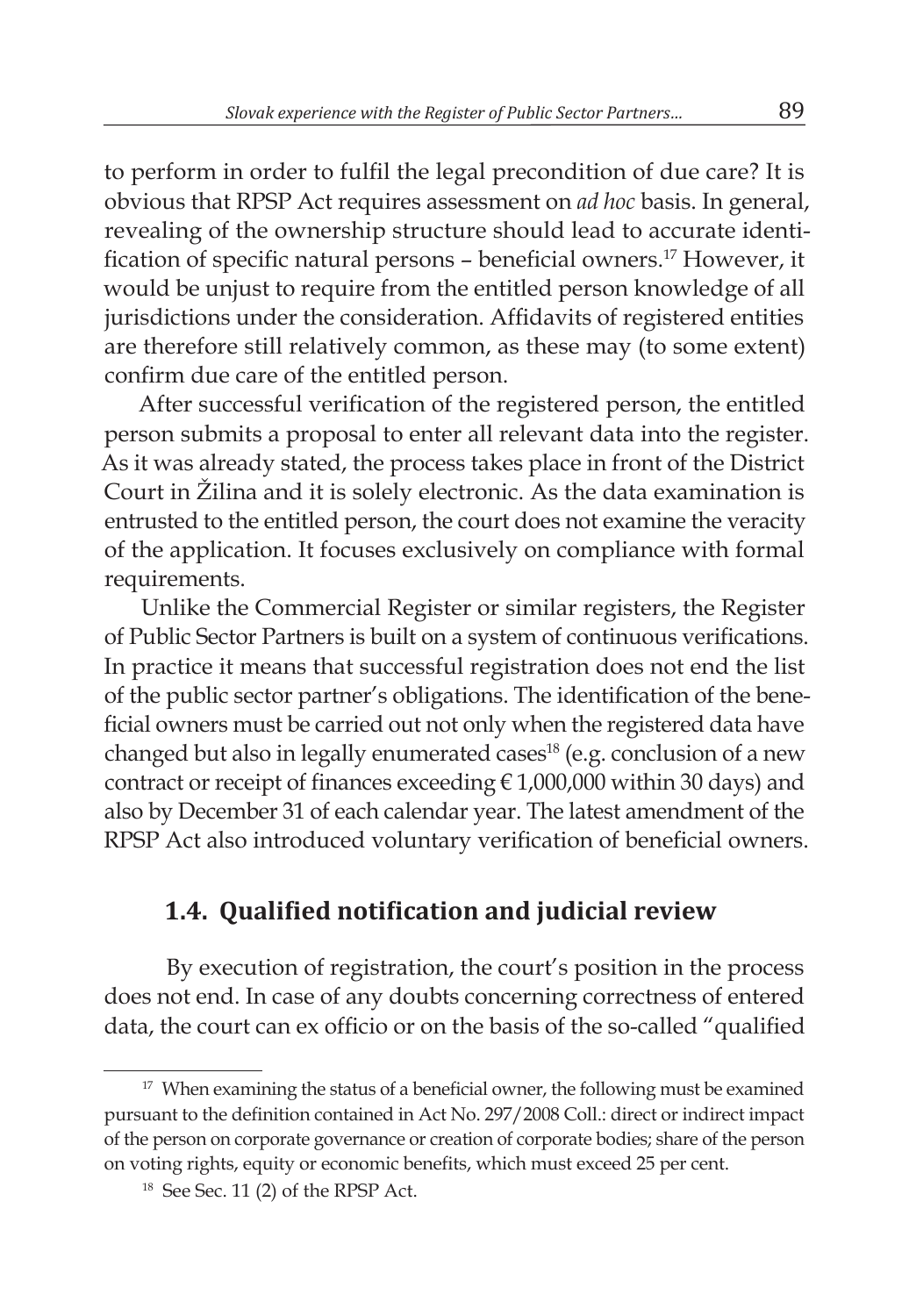to perform in order to fulfil the legal precondition of due care? It is obvious that RPSP Act requires assessment on *ad hoc* basis. In general, revealing of the ownership structure should lead to accurate identification of specific natural persons – beneficial owners.[17] However, it would be unjust to require from the entitled person knowledge of all jurisdictions under the consideration. Affidavits of registered entities are therefore still relatively common, as these may (to some extent) confirm due care of the entitled person.

After successful verification of the registered person, the entitled person submits a proposal to enter all relevant data into the register. As it was already stated, the process takes place in front of the District Court in Žilina and it is solely electronic. As the data examination is entrusted to the entitled person, the court does not examine the veracity of the application. It focuses exclusively on compliance with formal requirements.

Unlike the Commercial Register or similar registers, the Register of Public Sector Partners is built on a system of continuous verifications. In practice it means that successful registration does not end the list of the public sector partner's obligations. The identification of the beneficial owners must be carried out not only when the registered data have changed but also in legally enumerated cases[18] (e.g. conclusion of a new contract or receipt of finances exceeding € 1,000,000 within 30 days) and also by December 31 of each calendar year. The latest amendment of the RPSP Act also introduced voluntary verification of beneficial owners.

### 1.4. Qualified notification and judicial review

By execution of registration, the court's position in the process does not end. In case of any doubts concerning correctness of entered data, the court can ex officio or on the basis of the so-called "qualified

---

[17] When examining the status of a beneficial owner, the following must be examined pursuant to the definition contained in Act No. 297/2008 Coll.: direct or indirect impact of the person on corporate governance or creation of corporate bodies; share of the person on voting rights, equity or economic benefits, which must exceed 25 per cent.

[18] See Sec. 11 (2) of the RPSP Act.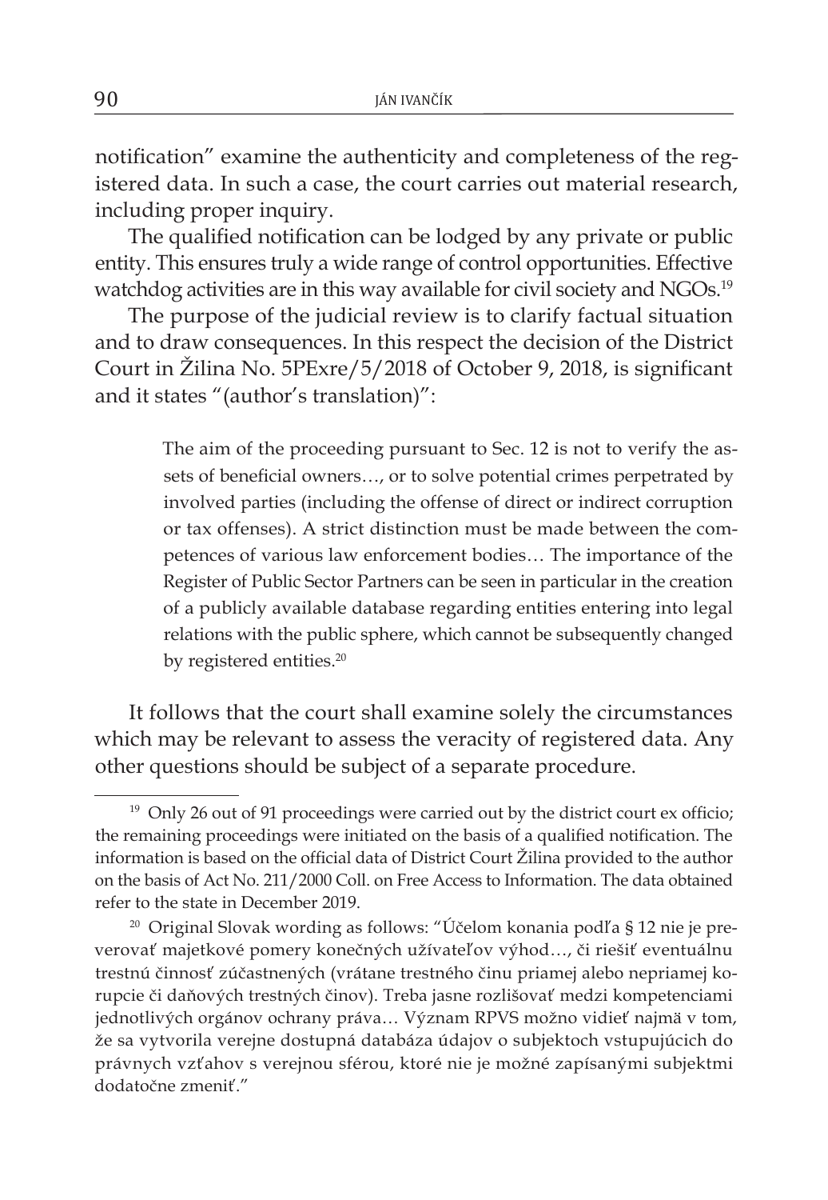notification" examine the authenticity and completeness of the registered data. In such a case, the court carries out material research, including proper inquiry.

The qualified notification can be lodged by any private or public entity. This ensures truly a wide range of control opportunities. Effective watchdog activities are in this way available for civil society and NGOs.[19]

The purpose of the judicial review is to clarify factual situation and to draw consequences. In this respect the decision of the District Court in Žilina No. 5PExre/5/2018 of October 9, 2018, is significant and it states "(author's translation)":

> The aim of the proceeding pursuant to Sec. 12 is not to verify the assets of beneficial owners…, or to solve potential crimes perpetrated by involved parties (including the offense of direct or indirect corruption or tax offenses). A strict distinction must be made between the competences of various law enforcement bodies… The importance of the Register of Public Sector Partners can be seen in particular in the creation of a publicly available database regarding entities entering into legal relations with the public sphere, which cannot be subsequently changed by registered entities.[20]

It follows that the court shall examine solely the circumstances which may be relevant to assess the veracity of registered data. Any other questions should be subject of a separate procedure.

---

[19] Only 26 out of 91 proceedings were carried out by the district court ex officio; the remaining proceedings were initiated on the basis of a qualified notification. The information is based on the official data of District Court Žilina provided to the author on the basis of Act No. 211/2000 Coll. on Free Access to Information. The data obtained refer to the state in December 2019.

[20] Original Slovak wording as follows: "Účelom konania podľa § 12 nie je preverovať majetkové pomery konečných užívateľov výhod…, či riešiť eventuálnu trestnú činnosť zúčastnených (vrátane trestného činu priamej alebo nepriamej korupcie či daňových trestných činov). Treba jasne rozlišovať medzi kompetenciami jednotlivých orgánov ochrany práva… Význam RPVS možno vidieť najmä v tom, že sa vytvorila verejne dostupná databáza údajov o subjektoch vstupujúcich do právnych vzťahov s verejnou sférou, ktoré nie je možné zapísanými subjektmi dodatočne zmeniť."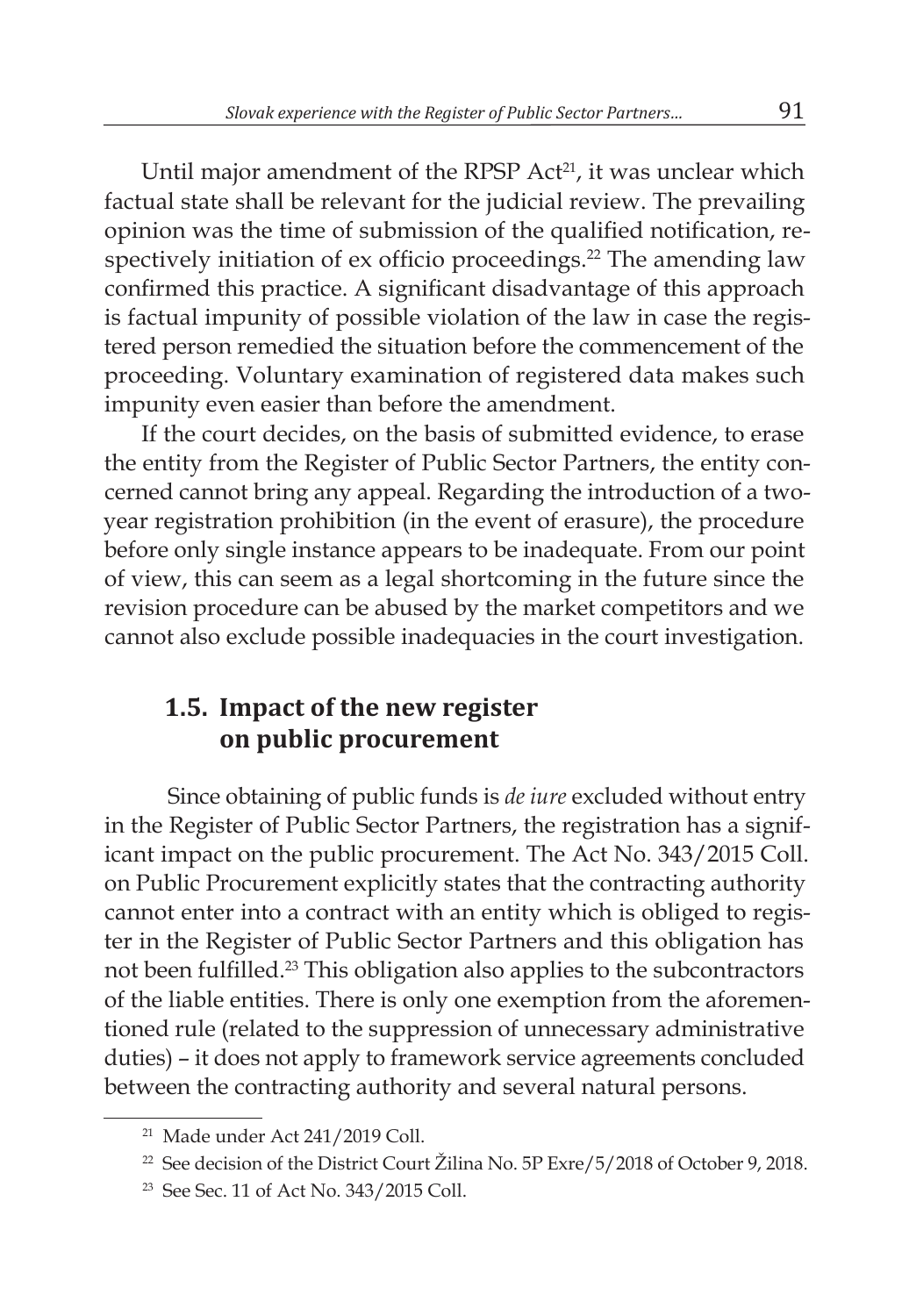Until major amendment of the RPSP Act[21], it was unclear which factual state shall be relevant for the judicial review. The prevailing opinion was the time of submission of the qualified notification, respectively initiation of ex officio proceedings.[22] The amending law confirmed this practice. A significant disadvantage of this approach is factual impunity of possible violation of the law in case the registered person remedied the situation before the commencement of the proceeding. Voluntary examination of registered data makes such impunity even easier than before the amendment.

If the court decides, on the basis of submitted evidence, to erase the entity from the Register of Public Sector Partners, the entity concerned cannot bring any appeal. Regarding the introduction of a two-year registration prohibition (in the event of erasure), the procedure before only single instance appears to be inadequate. From our point of view, this can seem as a legal shortcoming in the future since the revision procedure can be abused by the market competitors and we cannot also exclude possible inadequacies in the court investigation.

### 1.5. Impact of the new register on public procurement

Since obtaining of public funds is *de iure* excluded without entry in the Register of Public Sector Partners, the registration has a significant impact on the public procurement. The Act No. 343/2015 Coll. on Public Procurement explicitly states that the contracting authority cannot enter into a contract with an entity which is obliged to register in the Register of Public Sector Partners and this obligation has not been fulfilled.[23] This obligation also applies to the subcontractors of the liable entities. There is only one exemption from the aforementioned rule (related to the suppression of unnecessary administrative duties) – it does not apply to framework service agreements concluded between the contracting authority and several natural persons.

---

[21] Made under Act 241/2019 Coll.

[22] See decision of the District Court Žilina No. 5P Exre/5/2018 of October 9, 2018.

[23] See Sec. 11 of Act No. 343/2015 Coll.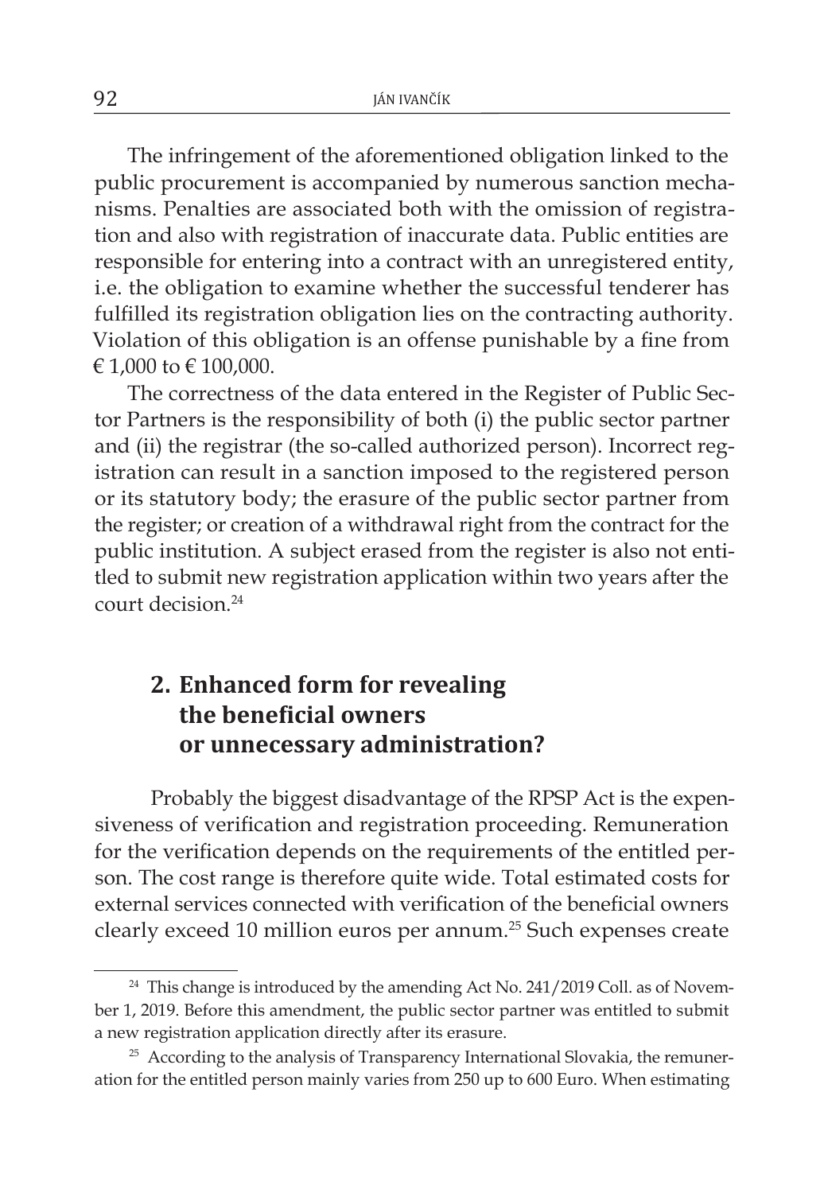The infringement of the aforementioned obligation linked to the public procurement is accompanied by numerous sanction mechanisms. Penalties are associated both with the omission of registration and also with registration of inaccurate data. Public entities are responsible for entering into a contract with an unregistered entity, i.e. the obligation to examine whether the successful tenderer has fulfilled its registration obligation lies on the contracting authority. Violation of this obligation is an offense punishable by a fine from € 1,000 to € 100,000.

The correctness of the data entered in the Register of Public Sector Partners is the responsibility of both (i) the public sector partner and (ii) the registrar (the so-called authorized person). Incorrect registration can result in a sanction imposed to the registered person or its statutory body; the erasure of the public sector partner from the register; or creation of a withdrawal right from the contract for the public institution. A subject erased from the register is also not entitled to submit new registration application within two years after the court decision.[24]

## 2. Enhanced form for revealing the beneficial owners or unnecessary administration?

Probably the biggest disadvantage of the RPSP Act is the expensiveness of verification and registration proceeding. Remuneration for the verification depends on the requirements of the entitled person. The cost range is therefore quite wide. Total estimated costs for external services connected with verification of the beneficial owners clearly exceed 10 million euros per annum.[25] Such expenses create

---

[24] This change is introduced by the amending Act No. 241/2019 Coll. as of November 1, 2019. Before this amendment, the public sector partner was entitled to submit a new registration application directly after its erasure.

[25] According to the analysis of Transparency International Slovakia, the remuneration for the entitled person mainly varies from 250 up to 600 Euro. When estimating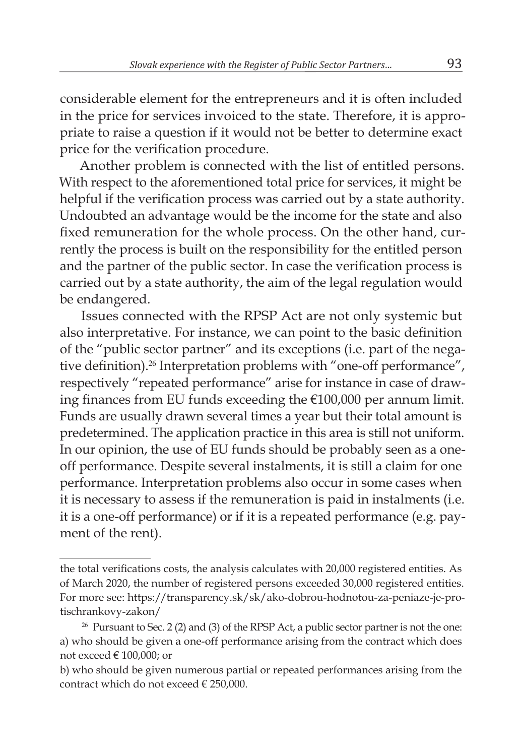considerable element for the entrepreneurs and it is often included in the price for services invoiced to the state. Therefore, it is appropriate to raise a question if it would not be better to determine exact price for the verification procedure.

Another problem is connected with the list of entitled persons. With respect to the aforementioned total price for services, it might be helpful if the verification process was carried out by a state authority. Undoubted an advantage would be the income for the state and also fixed remuneration for the whole process. On the other hand, currently the process is built on the responsibility for the entitled person and the partner of the public sector. In case the verification process is carried out by a state authority, the aim of the legal regulation would be endangered.

Issues connected with the RPSP Act are not only systemic but also interpretative. For instance, we can point to the basic definition of the "public sector partner" and its exceptions (i.e. part of the negative definition).[26] Interpretation problems with "one-off performance", respectively "repeated performance" arise for instance in case of drawing finances from EU funds exceeding the €100,000 per annum limit. Funds are usually drawn several times a year but their total amount is predetermined. The application practice in this area is still not uniform. In our opinion, the use of EU funds should be probably seen as a one-off performance. Despite several instalments, it is still a claim for one performance. Interpretation problems also occur in some cases when it is necessary to assess if the remuneration is paid in instalments (i.e. it is a one-off performance) or if it is a repeated performance (e.g. payment of the rent).

---

the total verifications costs, the analysis calculates with 20,000 registered entities. As of March 2020, the number of registered persons exceeded 30,000 registered entities. For more see: https://transparency.sk/sk/ako-dobrou-hodnotou-za-peniaze-je-protischrankovy-zakon/

[26] Pursuant to Sec. 2 (2) and (3) of the RPSP Act, a public sector partner is not the one:
a) who should be given a one-off performance arising from the contract which does not exceed € 100,000; or
b) who should be given numerous partial or repeated performances arising from the contract which do not exceed € 250,000.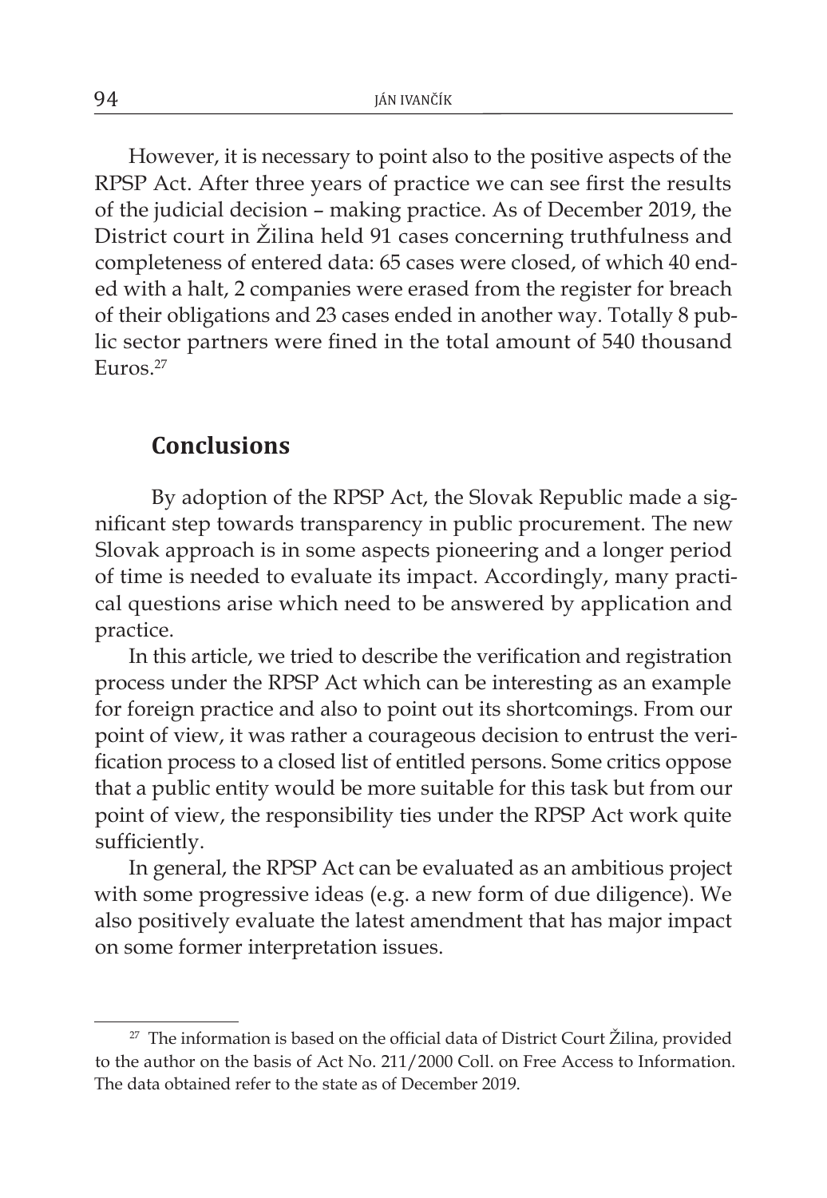However, it is necessary to point also to the positive aspects of the RPSP Act. After three years of practice we can see first the results of the judicial decision – making practice. As of December 2019, the District court in Žilina held 91 cases concerning truthfulness and completeness of entered data: 65 cases were closed, of which 40 ended with a halt, 2 companies were erased from the register for breach of their obligations and 23 cases ended in another way. Totally 8 public sector partners were fined in the total amount of 540 thousand Euros.[27]

## Conclusions

By adoption of the RPSP Act, the Slovak Republic made a significant step towards transparency in public procurement. The new Slovak approach is in some aspects pioneering and a longer period of time is needed to evaluate its impact. Accordingly, many practical questions arise which need to be answered by application and practice.

In this article, we tried to describe the verification and registration process under the RPSP Act which can be interesting as an example for foreign practice and also to point out its shortcomings. From our point of view, it was rather a courageous decision to entrust the verification process to a closed list of entitled persons. Some critics oppose that a public entity would be more suitable for this task but from our point of view, the responsibility ties under the RPSP Act work quite sufficiently.

In general, the RPSP Act can be evaluated as an ambitious project with some progressive ideas (e.g. a new form of due diligence). We also positively evaluate the latest amendment that has major impact on some former interpretation issues.

---

[27] The information is based on the official data of District Court Žilina, provided to the author on the basis of Act No. 211/2000 Coll. on Free Access to Information. The data obtained refer to the state as of December 2019.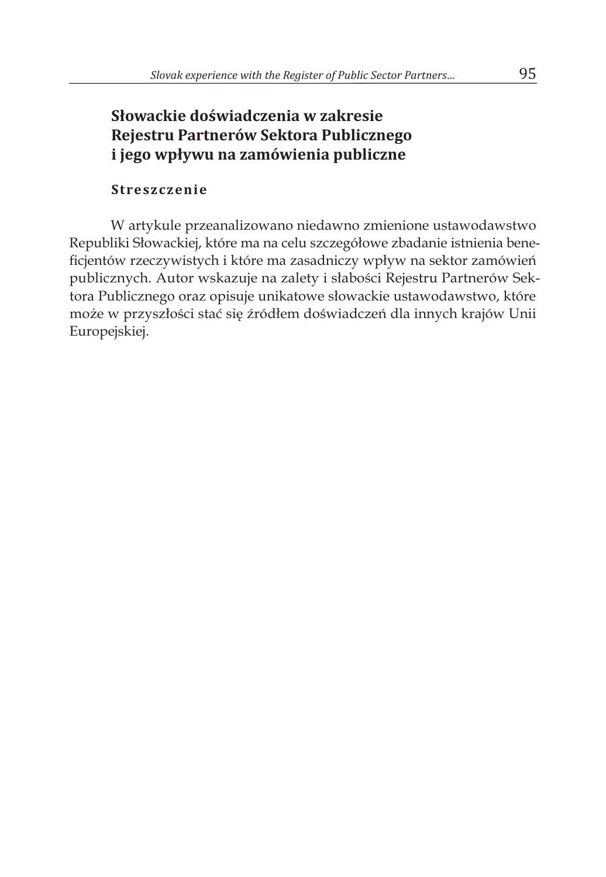## Słowackie doświadczenia w zakresie Rejestru Partnerów Sektora Publicznego i jego wpływu na zamówienia publiczne

**Streszczenie**

W artykule przeanalizowano niedawno zmienione ustawodawstwo Republiki Słowackiej, które ma na celu szczegółowe zbadanie istnienia beneficjentów rzeczywistych i które ma zasadniczy wpływ na sektor zamówień publicznych. Autor wskazuje na zalety i słabości Rejestru Partnerów Sektora Publicznego oraz opisuje unikatowe słowackie ustawodawstwo, które może w przyszłości stać się źródłem doświadczeń dla innych krajów Unii Europejskiej.